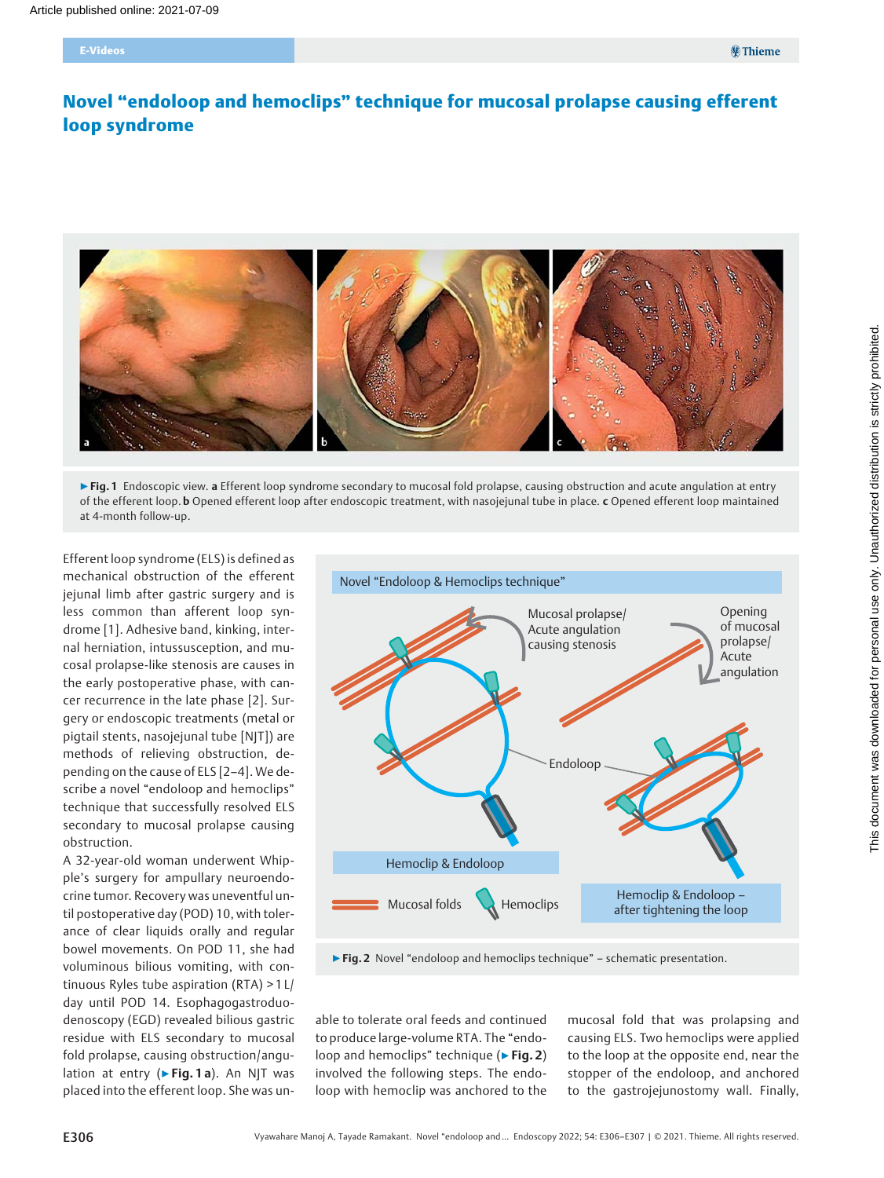# Novel "endoloop and hemoclips" technique for mucosal prolapse causing efferent loop syndrome

▶ **Fig. 1** Endoscopic view. **a** Efferent loop syndrome secondary to mucosal fold prolapse, causing obstruction and acute angulation at entry of the efferent loop. **b** Opened efferent loop after endoscopic treatment, with nasojejunal tube in place. **c** Opened efferent loop maintained at 4-month follow-up.

Efferent loop syndrome (ELS) is defined as mechanical obstruction of the efferent jejunal limb after gastric surgery and is less common than afferent loop syndrome [1]. Adhesive band, kinking, internal herniation, intussusception, and mucosal prolapse-like stenosis are causes in the early postoperative phase, with cancer recurrence in the late phase [2]. Surgery or endoscopic treatments (metal or pigtail stents, nasojejunal tube [NJT]) are methods of relieving obstruction, depending on the cause of ELS [2–4]. We describe a novel "endoloop and hemoclips" technique that successfully resolved ELS secondary to mucosal prolapse causing obstruction.

A 32-year-old woman underwent Whipple's surgery for ampullary neuroendocrine tumor. Recovery was uneventful until postoperative day (POD) 10, with tolerance of clear liquids orally and regular bowel movements. On POD 11, she had voluminous bilious vomiting, with continuous Ryles tube aspiration (RTA) >1 L/day until POD 14. Esophagogastroduodenoscopy (EGD) revealed bilious gastric residue with ELS secondary to mucosal fold prolapse, causing obstruction/angulation at entry (▶ **Fig. 1 a**). An NJT was placed into the efferent loop. She was unable to tolerate oral feeds and continued to produce large-volume RTA. The "endoloop and hemoclips" technique (▶ **Fig. 2**) involved the following steps. The endoloop with hemoclip was anchored to the mucosal fold that was prolapsing and causing ELS. Two hemoclips were applied to the loop at the opposite end, near the stopper of the endoloop, and anchored to the gastrojejunostomy wall. Finally,

Novel "Endoloop & Hemoclips technique"

Mucosal prolapse/ Acute angulation causing stenosis

Opening of mucosal prolapse/ Acute angulation

Endoloop

Hemoclip & Endoloop

Hemoclip & Endoloop – after tightening the loop

Mucosal folds

Hemoclips

▶ **Fig. 2** Novel "endoloop and hemoclips technique" – schematic presentation.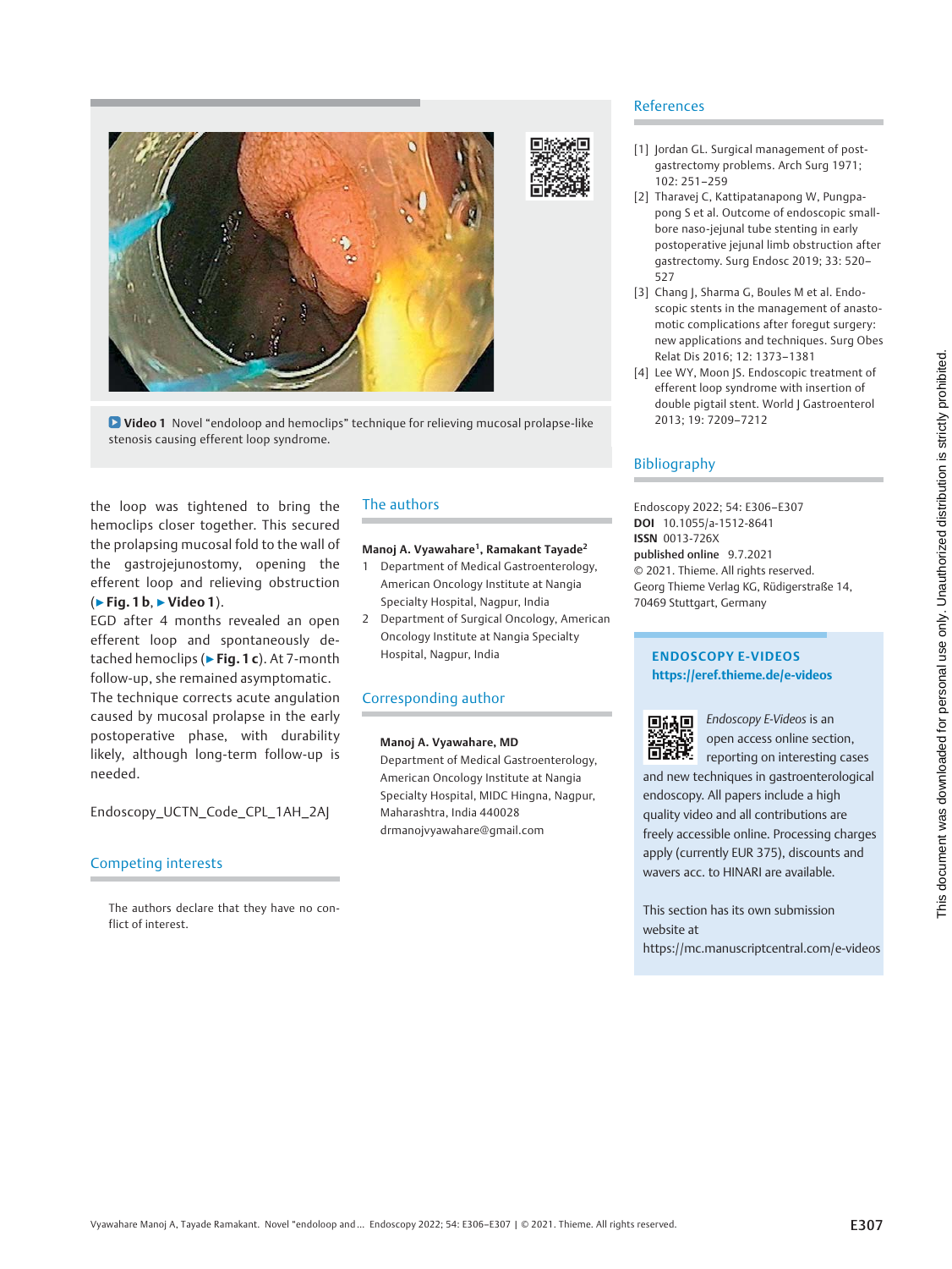**Video 1** Novel "endoloop and hemoclips" technique for relieving mucosal prolapse-like stenosis causing efferent loop syndrome.

the loop was tightened to bring the hemoclips closer together. This secured the prolapsing mucosal fold to the wall of the gastrojejunostomy, opening the efferent loop and relieving obstruction (▶ **Fig. 1 b**, ▶ **Video 1**).

EGD after 4 months revealed an open efferent loop and spontaneously detached hemoclips (▶ **Fig. 1 c**). At 7-month follow-up, she remained asymptomatic.

The technique corrects acute angulation caused by mucosal prolapse in the early postoperative phase, with durability likely, although long-term follow-up is needed.

Endoscopy_UCTN_Code_CPL_1AH_2AJ

## Competing interests

The authors declare that they have no conflict of interest.

## The authors

**Manoj A. Vyawahare[1], Ramakant Tayade[2]**

1. Department of Medical Gastroenterology, American Oncology Institute at Nangia Specialty Hospital, Nagpur, India
2. Department of Surgical Oncology, American Oncology Institute at Nangia Specialty Hospital, Nagpur, India

## Corresponding author

**Manoj A. Vyawahare, MD**
Department of Medical Gastroenterology, American Oncology Institute at Nangia Specialty Hospital, MIDC Hingna, Nagpur, Maharashtra, India 440028
drmanojvyawahare@gmail.com

## References

[1] Jordan GL. Surgical management of postgastrectomy problems. Arch Surg 1971; 102: 251–259

[2] Tharavej C, Kattipatanapong W, Pungpapong S et al. Outcome of endoscopic small-bore naso-jejunal tube stenting in early postoperative jejunal limb obstruction after gastrectomy. Surg Endosc 2019; 33: 520–527

[3] Chang J, Sharma G, Boules M et al. Endoscopic stents in the management of anastomotic complications after foregut surgery: new applications and techniques. Surg Obes Relat Dis 2016; 12: 1373–1381

[4] Lee WY, Moon JS. Endoscopic treatment of efferent loop syndrome with insertion of double pigtail stent. World J Gastroenterol 2013; 19: 7209–7212

## Bibliography

Endoscopy 2022; 54: E306–E307
**DOI** 10.1055/a-1512-8641
**ISSN** 0013-726X
**published online** 9.7.2021
© 2021. Thieme. All rights reserved.
Georg Thieme Verlag KG, Rüdigerstraße 14, 70469 Stuttgart, Germany

**ENDOSCOPY E-VIDEOS**
**https://eref.thieme.de/e-videos**

*Endoscopy E-Videos* is an open access online section, reporting on interesting cases and new techniques in gastroenterological endoscopy. All papers include a high quality video and all contributions are freely accessible online. Processing charges apply (currently EUR 375), discounts and wavers acc. to HINARI are available.

This section has its own submission website at https://mc.manuscriptcentral.com/e-videos

This document was downloaded for personal use only. Unauthorized distribution is strictly prohibited.